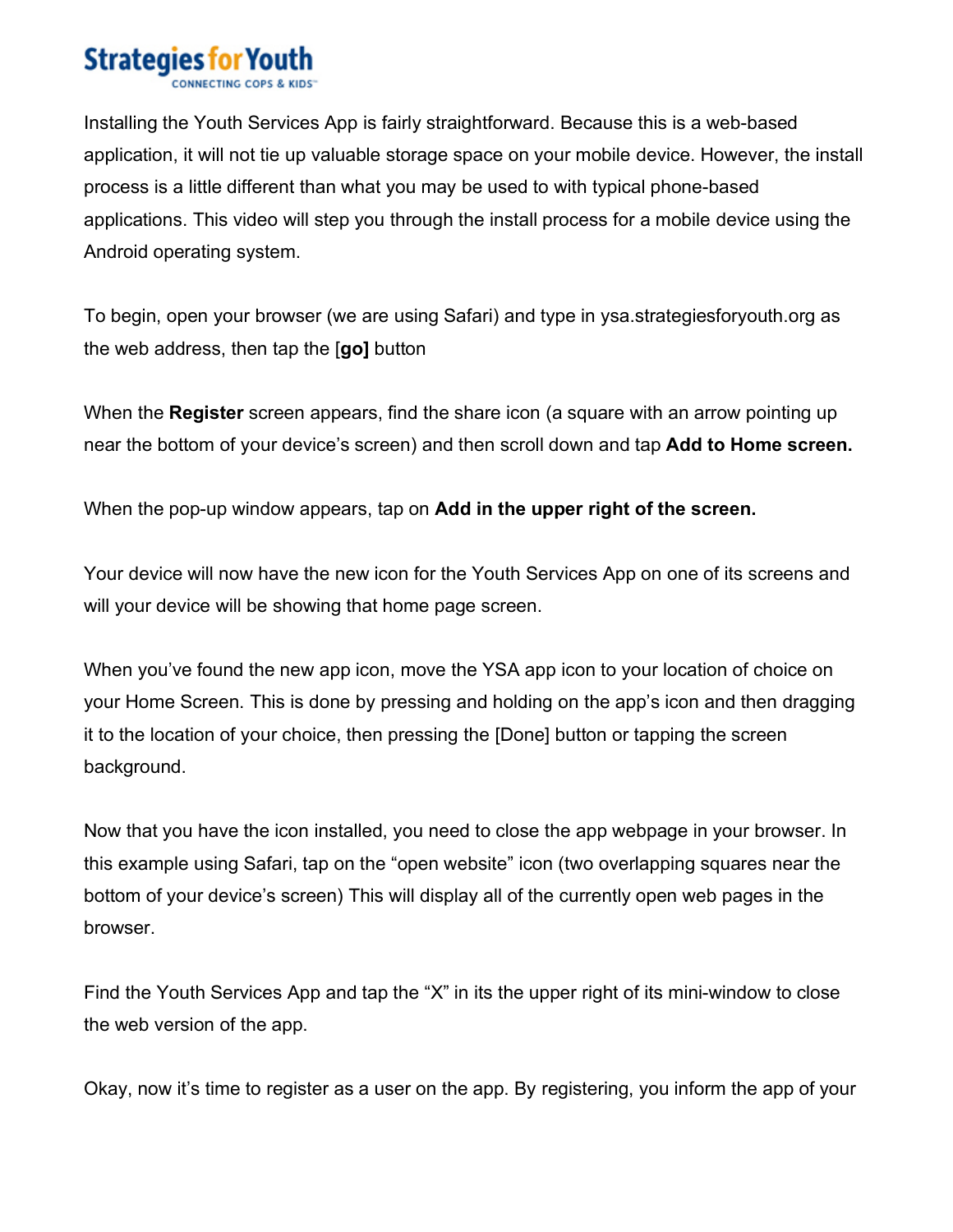Strategies for Youth
CONNECTING COPS & KIDS™

Installing the Youth Services App is fairly straightforward. Because this is a web-based application, it will not tie up valuable storage space on your mobile device. However, the install process is a little different than what you may be used to with typical phone-based applications. This video will step you through the install process for a mobile device using the Android operating system.

To begin, open your browser (we are using Safari) and type in ysa.strategiesforyouth.org as the web address, then tap the [**go]** button

When the **Register** screen appears, find the share icon (a square with an arrow pointing up near the bottom of your device's screen) and then scroll down and tap **Add to Home screen.**

When the pop-up window appears, tap on **Add in the upper right of the screen.**

Your device will now have the new icon for the Youth Services App on one of its screens and will your device will be showing that home page screen.

When you've found the new app icon, move the YSA app icon to your location of choice on your Home Screen. This is done by pressing and holding on the app's icon and then dragging it to the location of your choice, then pressing the [Done] button or tapping the screen background.

Now that you have the icon installed, you need to close the app webpage in your browser. In this example using Safari, tap on the "open website" icon (two overlapping squares near the bottom of your device's screen) This will display all of the currently open web pages in the browser.

Find the Youth Services App and tap the "X" in its the upper right of its mini-window to close the web version of the app.

Okay, now it's time to register as a user on the app. By registering, you inform the app of your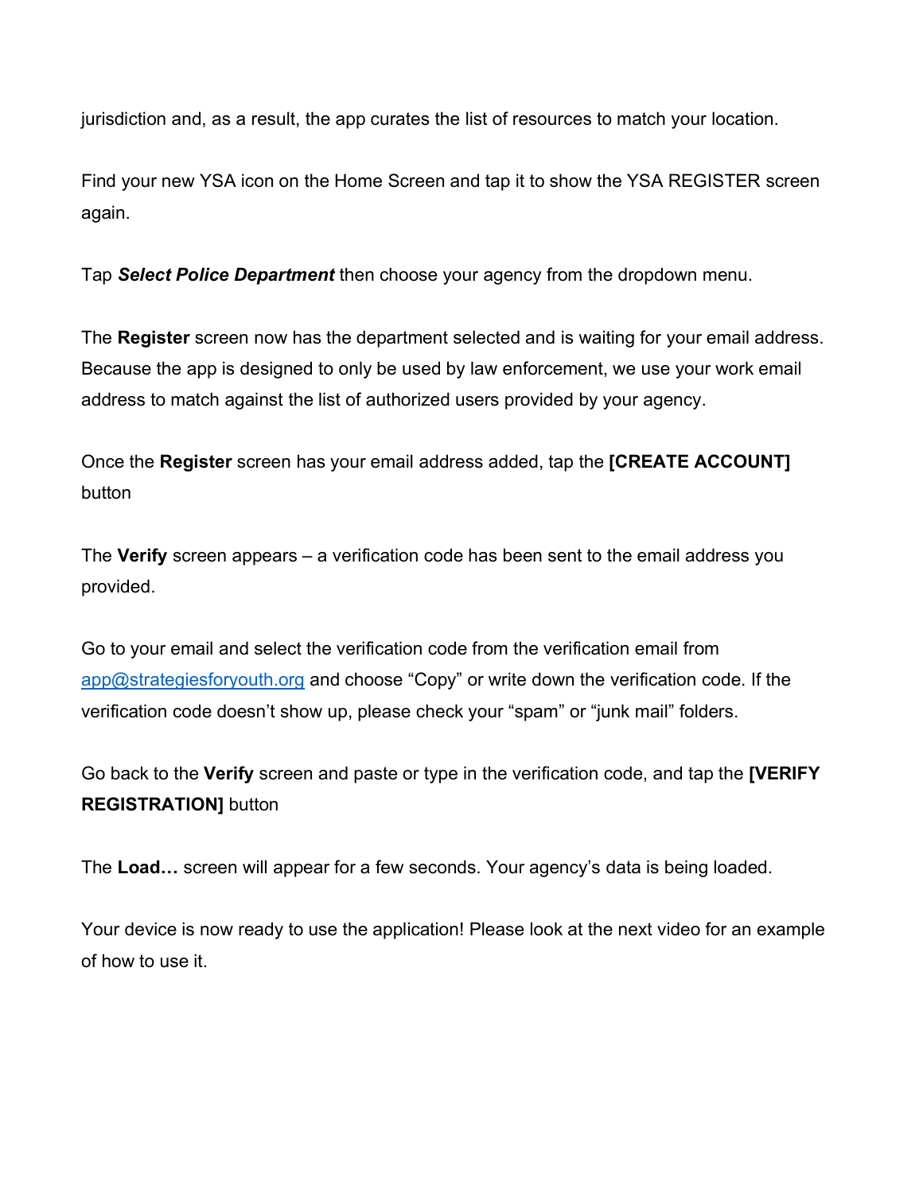jurisdiction and, as a result, the app curates the list of resources to match your location.

Find your new YSA icon on the Home Screen and tap it to show the YSA REGISTER screen again.

Tap ***Select Police Department*** then choose your agency from the dropdown menu.

The **Register** screen now has the department selected and is waiting for your email address. Because the app is designed to only be used by law enforcement, we use your work email address to match against the list of authorized users provided by your agency.

Once the **Register** screen has your email address added, tap the **[CREATE ACCOUNT]** button

The **Verify** screen appears – a verification code has been sent to the email address you provided.

Go to your email and select the verification code from the verification email from app@strategiesforyouth.org and choose "Copy" or write down the verification code. If the verification code doesn't show up, please check your "spam" or "junk mail" folders.

Go back to the **Verify** screen and paste or type in the verification code, and tap the **[VERIFY REGISTRATION]** button

The **Load…** screen will appear for a few seconds. Your agency's data is being loaded.

Your device is now ready to use the application! Please look at the next video for an example of how to use it.